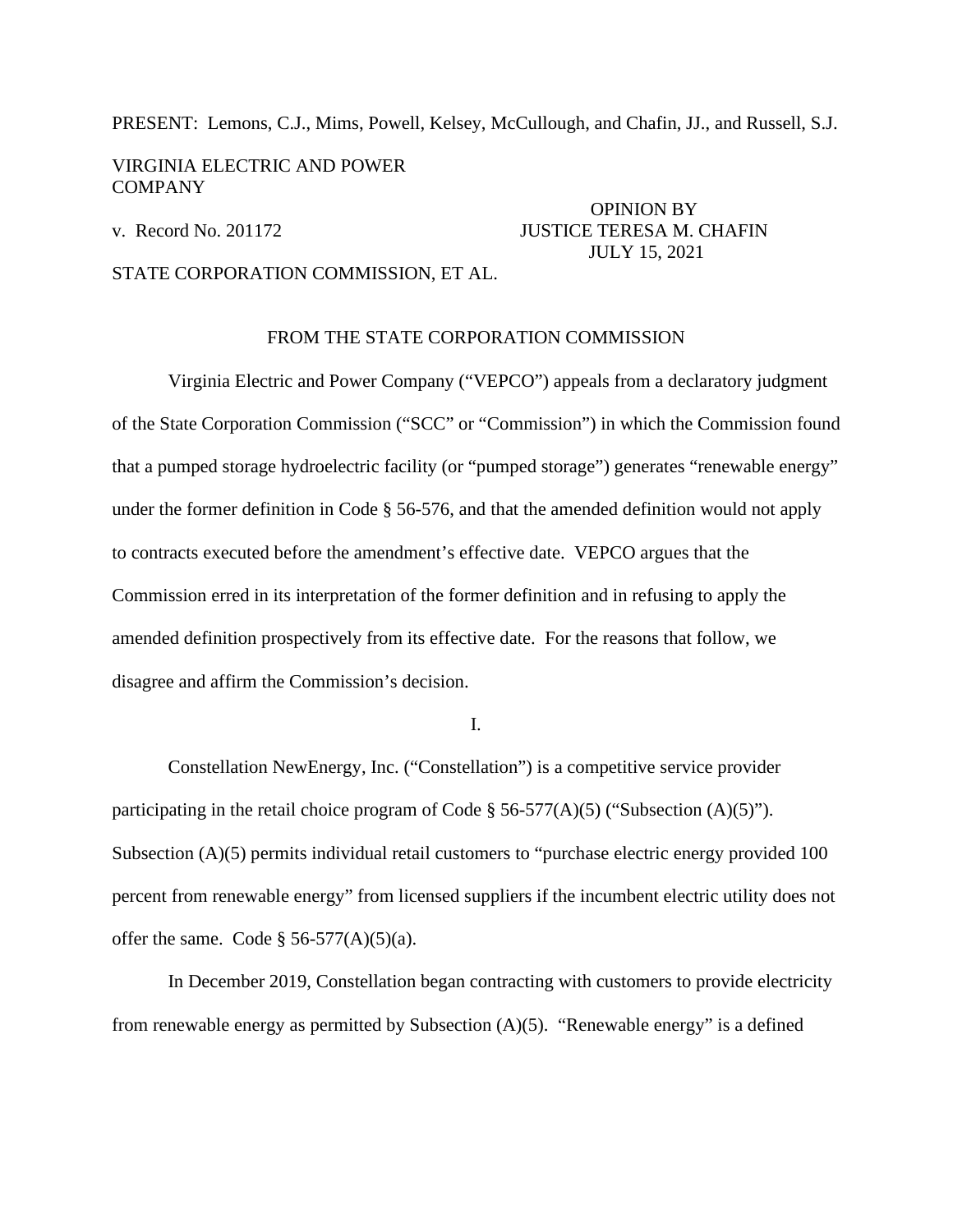PRESENT: Lemons, C.J., Mims, Powell, Kelsey, McCullough, and Chafin, JJ., and Russell, S.J.

VIRGINIA ELECTRIC AND POWER COMPANY

v. Record No. 201172

OPINION BY JUSTICE TERESA M. CHAFIN
JULY 15, 2021

STATE CORPORATION COMMISSION, ET AL.

FROM THE STATE CORPORATION COMMISSION

Virginia Electric and Power Company ("VEPCO") appeals from a declaratory judgment of the State Corporation Commission ("SCC" or "Commission") in which the Commission found that a pumped storage hydroelectric facility (or "pumped storage") generates "renewable energy" under the former definition in Code § 56-576, and that the amended definition would not apply to contracts executed before the amendment's effective date. VEPCO argues that the Commission erred in its interpretation of the former definition and in refusing to apply the amended definition prospectively from its effective date. For the reasons that follow, we disagree and affirm the Commission's decision.

I.

Constellation NewEnergy, Inc. ("Constellation") is a competitive service provider participating in the retail choice program of Code § 56-577(A)(5) ("Subsection (A)(5)"). Subsection (A)(5) permits individual retail customers to "purchase electric energy provided 100 percent from renewable energy" from licensed suppliers if the incumbent electric utility does not offer the same. Code § 56-577(A)(5)(a).

In December 2019, Constellation began contracting with customers to provide electricity from renewable energy as permitted by Subsection (A)(5). "Renewable energy" is a defined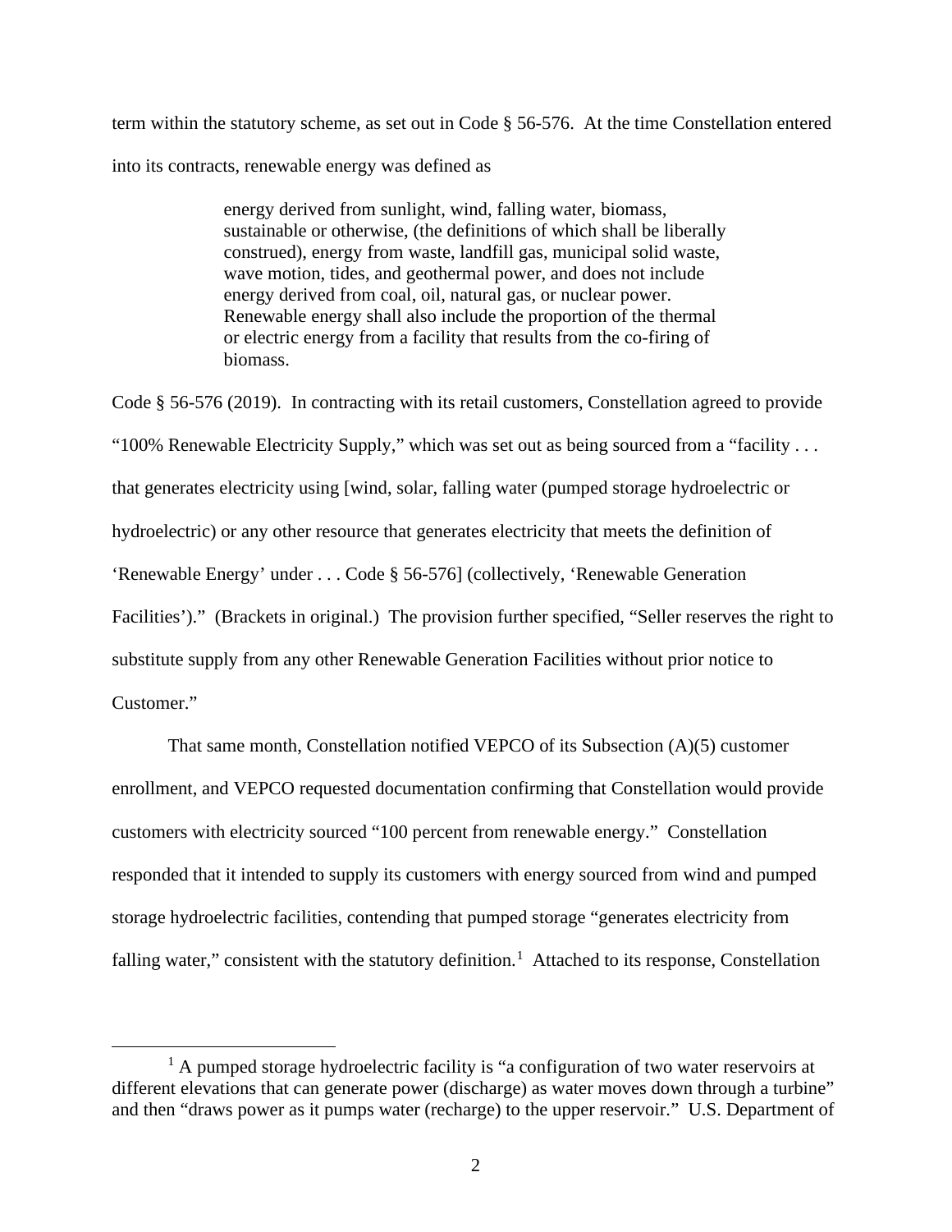term within the statutory scheme, as set out in Code § 56-576. At the time Constellation entered into its contracts, renewable energy was defined as

> energy derived from sunlight, wind, falling water, biomass, sustainable or otherwise, (the definitions of which shall be liberally construed), energy from waste, landfill gas, municipal solid waste, wave motion, tides, and geothermal power, and does not include energy derived from coal, oil, natural gas, or nuclear power. Renewable energy shall also include the proportion of the thermal or electric energy from a facility that results from the co-firing of biomass.

Code § 56-576 (2019). In contracting with its retail customers, Constellation agreed to provide "100% Renewable Electricity Supply," which was set out as being sourced from a "facility . . . that generates electricity using [wind, solar, falling water (pumped storage hydroelectric or hydroelectric) or any other resource that generates electricity that meets the definition of 'Renewable Energy' under . . . Code § 56-576] (collectively, 'Renewable Generation Facilities')." (Brackets in original.) The provision further specified, "Seller reserves the right to substitute supply from any other Renewable Generation Facilities without prior notice to Customer."

That same month, Constellation notified VEPCO of its Subsection (A)(5) customer enrollment, and VEPCO requested documentation confirming that Constellation would provide customers with electricity sourced "100 percent from renewable energy." Constellation responded that it intended to supply its customers with energy sourced from wind and pumped storage hydroelectric facilities, contending that pumped storage "generates electricity from falling water," consistent with the statutory definition.[1] Attached to its response, Constellation

[1] A pumped storage hydroelectric facility is "a configuration of two water reservoirs at different elevations that can generate power (discharge) as water moves down through a turbine" and then "draws power as it pumps water (recharge) to the upper reservoir." U.S. Department of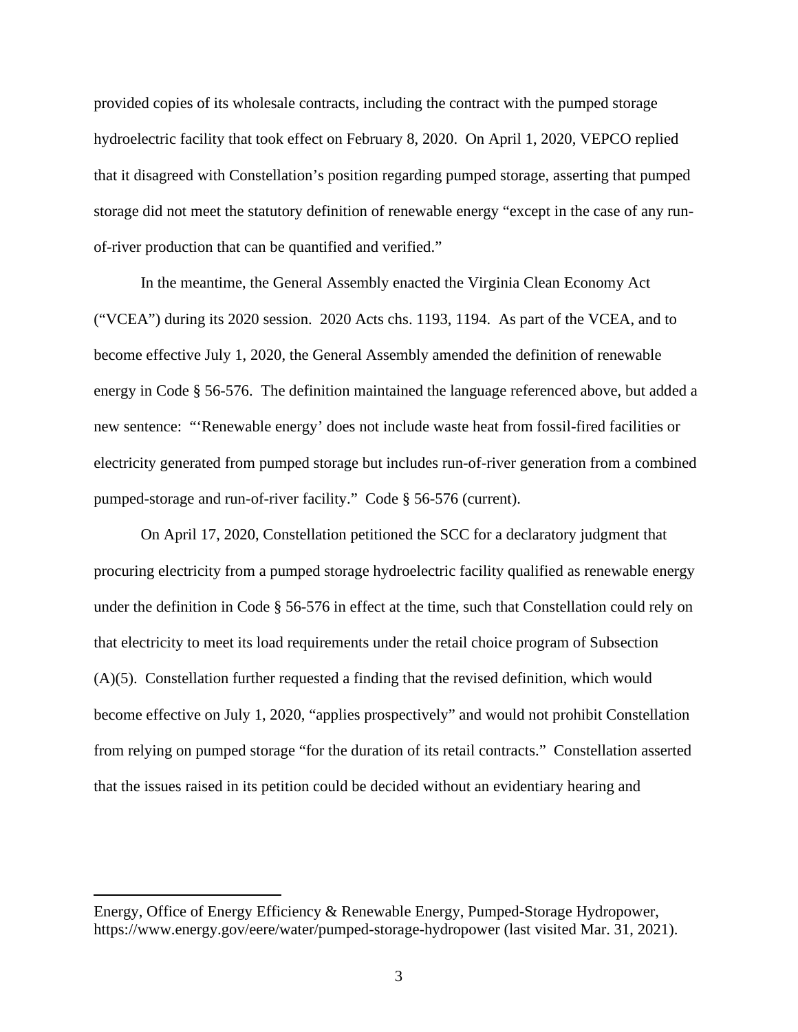provided copies of its wholesale contracts, including the contract with the pumped storage hydroelectric facility that took effect on February 8, 2020. On April 1, 2020, VEPCO replied that it disagreed with Constellation's position regarding pumped storage, asserting that pumped storage did not meet the statutory definition of renewable energy "except in the case of any run-of-river production that can be quantified and verified."

In the meantime, the General Assembly enacted the Virginia Clean Economy Act ("VCEA") during its 2020 session. 2020 Acts chs. 1193, 1194. As part of the VCEA, and to become effective July 1, 2020, the General Assembly amended the definition of renewable energy in Code § 56-576. The definition maintained the language referenced above, but added a new sentence: "'Renewable energy' does not include waste heat from fossil-fired facilities or electricity generated from pumped storage but includes run-of-river generation from a combined pumped-storage and run-of-river facility." Code § 56-576 (current).

On April 17, 2020, Constellation petitioned the SCC for a declaratory judgment that procuring electricity from a pumped storage hydroelectric facility qualified as renewable energy under the definition in Code § 56-576 in effect at the time, such that Constellation could rely on that electricity to meet its load requirements under the retail choice program of Subsection (A)(5). Constellation further requested a finding that the revised definition, which would become effective on July 1, 2020, "applies prospectively" and would not prohibit Constellation from relying on pumped storage "for the duration of its retail contracts." Constellation asserted that the issues raised in its petition could be decided without an evidentiary hearing and

---

Energy, Office of Energy Efficiency & Renewable Energy, Pumped-Storage Hydropower, https://www.energy.gov/eere/water/pumped-storage-hydropower (last visited Mar. 31, 2021).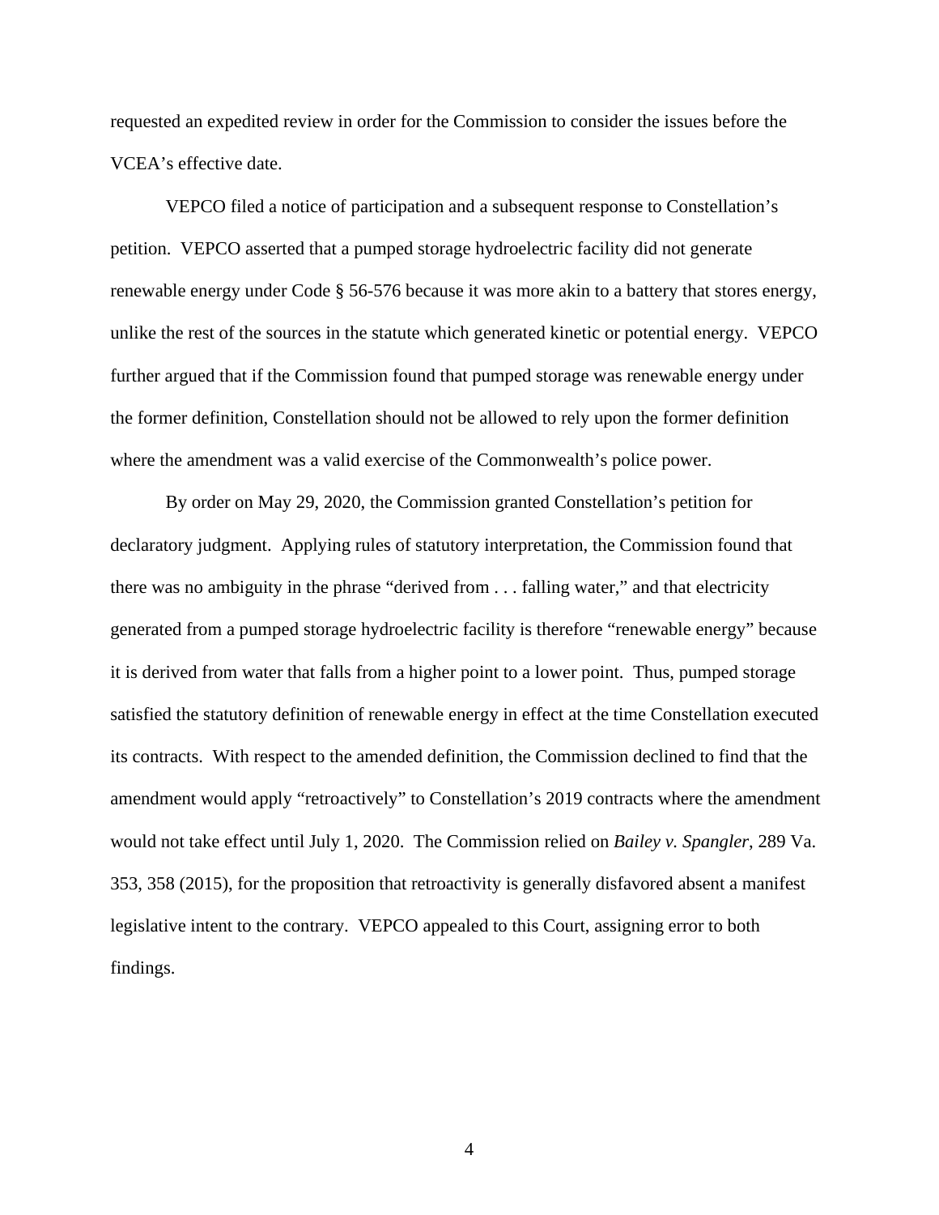requested an expedited review in order for the Commission to consider the issues before the VCEA's effective date.

VEPCO filed a notice of participation and a subsequent response to Constellation's petition. VEPCO asserted that a pumped storage hydroelectric facility did not generate renewable energy under Code § 56-576 because it was more akin to a battery that stores energy, unlike the rest of the sources in the statute which generated kinetic or potential energy. VEPCO further argued that if the Commission found that pumped storage was renewable energy under the former definition, Constellation should not be allowed to rely upon the former definition where the amendment was a valid exercise of the Commonwealth's police power.

By order on May 29, 2020, the Commission granted Constellation's petition for declaratory judgment. Applying rules of statutory interpretation, the Commission found that there was no ambiguity in the phrase "derived from . . . falling water," and that electricity generated from a pumped storage hydroelectric facility is therefore "renewable energy" because it is derived from water that falls from a higher point to a lower point. Thus, pumped storage satisfied the statutory definition of renewable energy in effect at the time Constellation executed its contracts. With respect to the amended definition, the Commission declined to find that the amendment would apply "retroactively" to Constellation's 2019 contracts where the amendment would not take effect until July 1, 2020. The Commission relied on *Bailey v. Spangler*, 289 Va. 353, 358 (2015), for the proposition that retroactivity is generally disfavored absent a manifest legislative intent to the contrary. VEPCO appealed to this Court, assigning error to both findings.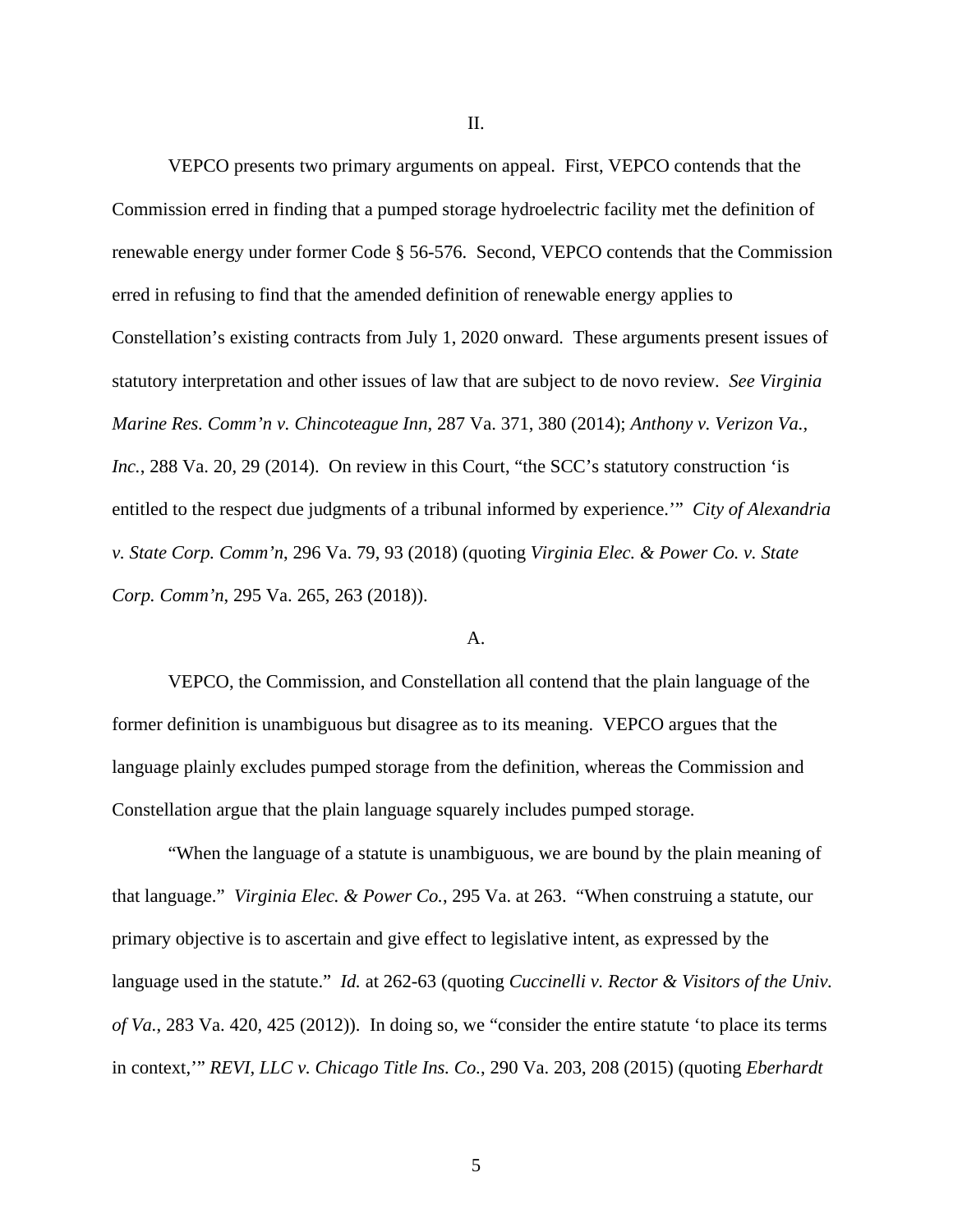II.

VEPCO presents two primary arguments on appeal. First, VEPCO contends that the Commission erred in finding that a pumped storage hydroelectric facility met the definition of renewable energy under former Code § 56-576. Second, VEPCO contends that the Commission erred in refusing to find that the amended definition of renewable energy applies to Constellation's existing contracts from July 1, 2020 onward. These arguments present issues of statutory interpretation and other issues of law that are subject to de novo review. *See Virginia Marine Res. Comm'n v. Chincoteague Inn*, 287 Va. 371, 380 (2014); *Anthony v. Verizon Va., Inc.*, 288 Va. 20, 29 (2014). On review in this Court, "the SCC's statutory construction 'is entitled to the respect due judgments of a tribunal informed by experience.'" *City of Alexandria v. State Corp. Comm'n*, 296 Va. 79, 93 (2018) (quoting *Virginia Elec. & Power Co. v. State Corp. Comm'n*, 295 Va. 265, 263 (2018)).

A.

VEPCO, the Commission, and Constellation all contend that the plain language of the former definition is unambiguous but disagree as to its meaning. VEPCO argues that the language plainly excludes pumped storage from the definition, whereas the Commission and Constellation argue that the plain language squarely includes pumped storage.

"When the language of a statute is unambiguous, we are bound by the plain meaning of that language." *Virginia Elec. & Power Co.*, 295 Va. at 263. "When construing a statute, our primary objective is to ascertain and give effect to legislative intent, as expressed by the language used in the statute." *Id.* at 262-63 (quoting *Cuccinelli v. Rector & Visitors of the Univ. of Va.*, 283 Va. 420, 425 (2012)). In doing so, we "consider the entire statute 'to place its terms in context,'" *REVI, LLC v. Chicago Title Ins. Co.*, 290 Va. 203, 208 (2015) (quoting *Eberhardt*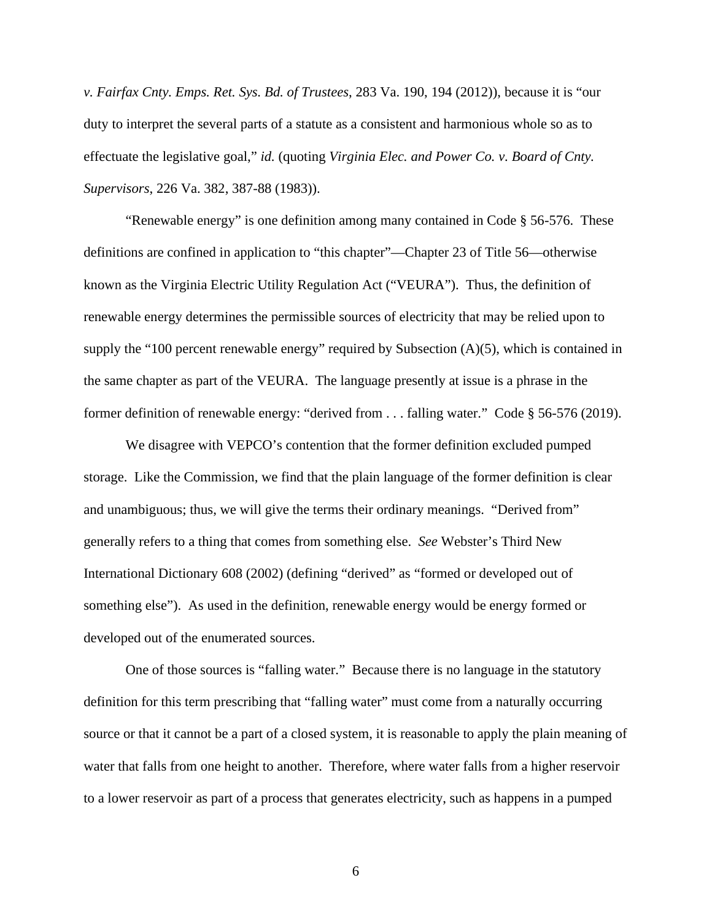*v. Fairfax Cnty. Emps. Ret. Sys. Bd. of Trustees*, 283 Va. 190, 194 (2012)), because it is "our duty to interpret the several parts of a statute as a consistent and harmonious whole so as to effectuate the legislative goal," *id.* (quoting *Virginia Elec. and Power Co. v. Board of Cnty. Supervisors*, 226 Va. 382, 387-88 (1983)).

"Renewable energy" is one definition among many contained in Code § 56-576. These definitions are confined in application to "this chapter"—Chapter 23 of Title 56—otherwise known as the Virginia Electric Utility Regulation Act ("VEURA"). Thus, the definition of renewable energy determines the permissible sources of electricity that may be relied upon to supply the "100 percent renewable energy" required by Subsection (A)(5), which is contained in the same chapter as part of the VEURA. The language presently at issue is a phrase in the former definition of renewable energy: "derived from . . . falling water." Code § 56-576 (2019).

We disagree with VEPCO's contention that the former definition excluded pumped storage. Like the Commission, we find that the plain language of the former definition is clear and unambiguous; thus, we will give the terms their ordinary meanings. "Derived from" generally refers to a thing that comes from something else. *See* Webster's Third New International Dictionary 608 (2002) (defining "derived" as "formed or developed out of something else"). As used in the definition, renewable energy would be energy formed or developed out of the enumerated sources.

One of those sources is "falling water." Because there is no language in the statutory definition for this term prescribing that "falling water" must come from a naturally occurring source or that it cannot be a part of a closed system, it is reasonable to apply the plain meaning of water that falls from one height to another. Therefore, where water falls from a higher reservoir to a lower reservoir as part of a process that generates electricity, such as happens in a pumped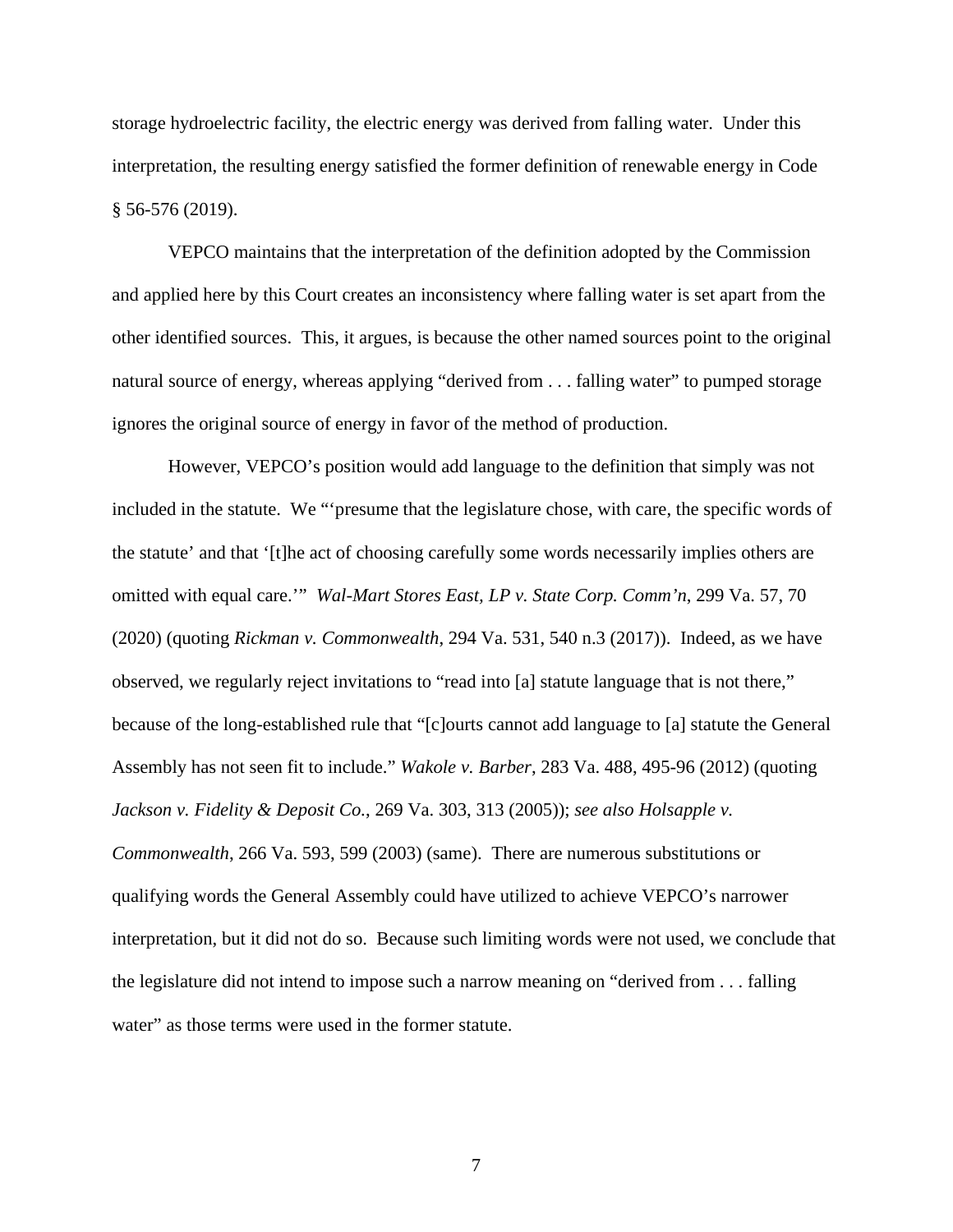storage hydroelectric facility, the electric energy was derived from falling water. Under this interpretation, the resulting energy satisfied the former definition of renewable energy in Code § 56-576 (2019).

VEPCO maintains that the interpretation of the definition adopted by the Commission and applied here by this Court creates an inconsistency where falling water is set apart from the other identified sources. This, it argues, is because the other named sources point to the original natural source of energy, whereas applying "derived from . . . falling water" to pumped storage ignores the original source of energy in favor of the method of production.

However, VEPCO's position would add language to the definition that simply was not included in the statute. We "'presume that the legislature chose, with care, the specific words of the statute' and that '[t]he act of choosing carefully some words necessarily implies others are omitted with equal care.'" *Wal-Mart Stores East, LP v. State Corp. Comm'n*, 299 Va. 57, 70 (2020) (quoting *Rickman v. Commonwealth*, 294 Va. 531, 540 n.3 (2017)). Indeed, as we have observed, we regularly reject invitations to "read into [a] statute language that is not there," because of the long-established rule that "[c]ourts cannot add language to [a] statute the General Assembly has not seen fit to include." *Wakole v. Barber*, 283 Va. 488, 495-96 (2012) (quoting *Jackson v. Fidelity & Deposit Co.*, 269 Va. 303, 313 (2005)); *see also Holsapple v. Commonwealth*, 266 Va. 593, 599 (2003) (same). There are numerous substitutions or qualifying words the General Assembly could have utilized to achieve VEPCO's narrower interpretation, but it did not do so. Because such limiting words were not used, we conclude that the legislature did not intend to impose such a narrow meaning on "derived from . . . falling water" as those terms were used in the former statute.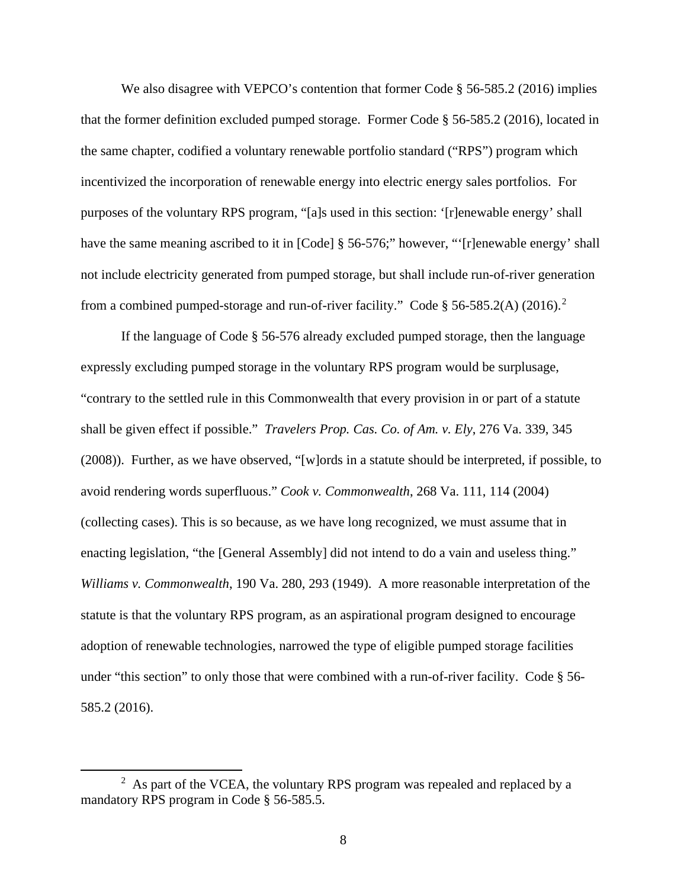We also disagree with VEPCO's contention that former Code § 56-585.2 (2016) implies that the former definition excluded pumped storage. Former Code § 56-585.2 (2016), located in the same chapter, codified a voluntary renewable portfolio standard ("RPS") program which incentivized the incorporation of renewable energy into electric energy sales portfolios. For purposes of the voluntary RPS program, "[a]s used in this section: '[r]enewable energy' shall have the same meaning ascribed to it in [Code] § 56-576;" however, "'[r]enewable energy' shall not include electricity generated from pumped storage, but shall include run-of-river generation from a combined pumped-storage and run-of-river facility." Code § 56-585.2(A) (2016).[2]

If the language of Code § 56-576 already excluded pumped storage, then the language expressly excluding pumped storage in the voluntary RPS program would be surplusage, "contrary to the settled rule in this Commonwealth that every provision in or part of a statute shall be given effect if possible." *Travelers Prop. Cas. Co. of Am. v. Ely*, 276 Va. 339, 345 (2008)). Further, as we have observed, "[w]ords in a statute should be interpreted, if possible, to avoid rendering words superfluous." *Cook v. Commonwealth*, 268 Va. 111, 114 (2004) (collecting cases). This is so because, as we have long recognized, we must assume that in enacting legislation, "the [General Assembly] did not intend to do a vain and useless thing." *Williams v. Commonwealth*, 190 Va. 280, 293 (1949). A more reasonable interpretation of the statute is that the voluntary RPS program, as an aspirational program designed to encourage adoption of renewable technologies, narrowed the type of eligible pumped storage facilities under "this section" to only those that were combined with a run-of-river facility. Code § 56-585.2 (2016).

---

[2] As part of the VCEA, the voluntary RPS program was repealed and replaced by a mandatory RPS program in Code § 56-585.5.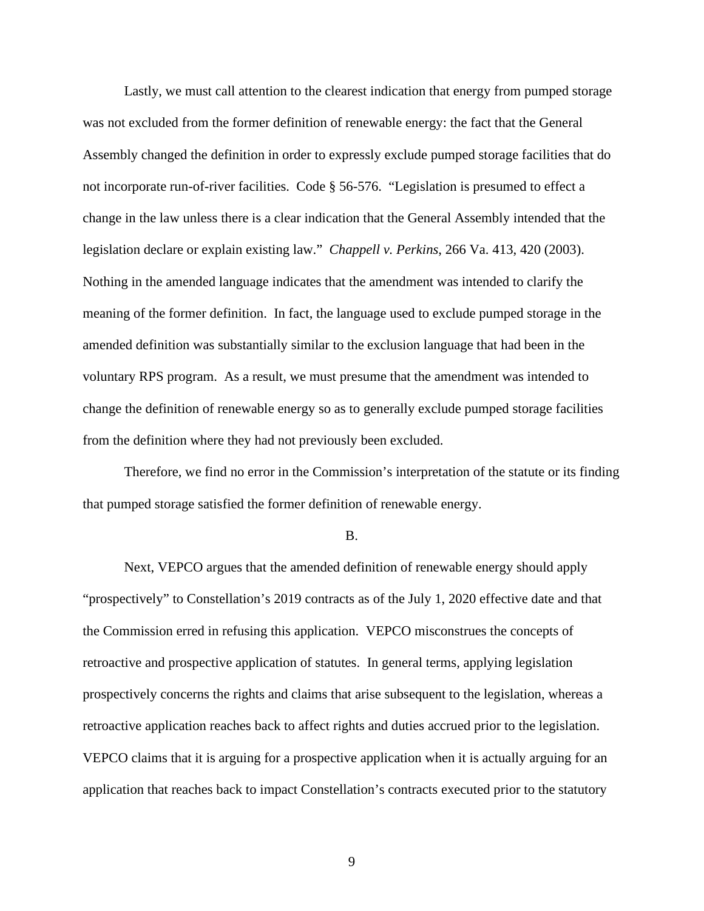Lastly, we must call attention to the clearest indication that energy from pumped storage was not excluded from the former definition of renewable energy: the fact that the General Assembly changed the definition in order to expressly exclude pumped storage facilities that do not incorporate run-of-river facilities. Code § 56-576. "Legislation is presumed to effect a change in the law unless there is a clear indication that the General Assembly intended that the legislation declare or explain existing law." *Chappell v. Perkins*, 266 Va. 413, 420 (2003). Nothing in the amended language indicates that the amendment was intended to clarify the meaning of the former definition. In fact, the language used to exclude pumped storage in the amended definition was substantially similar to the exclusion language that had been in the voluntary RPS program. As a result, we must presume that the amendment was intended to change the definition of renewable energy so as to generally exclude pumped storage facilities from the definition where they had not previously been excluded.

Therefore, we find no error in the Commission's interpretation of the statute or its finding that pumped storage satisfied the former definition of renewable energy.

B.

Next, VEPCO argues that the amended definition of renewable energy should apply "prospectively" to Constellation's 2019 contracts as of the July 1, 2020 effective date and that the Commission erred in refusing this application. VEPCO misconstrues the concepts of retroactive and prospective application of statutes. In general terms, applying legislation prospectively concerns the rights and claims that arise subsequent to the legislation, whereas a retroactive application reaches back to affect rights and duties accrued prior to the legislation. VEPCO claims that it is arguing for a prospective application when it is actually arguing for an application that reaches back to impact Constellation's contracts executed prior to the statutory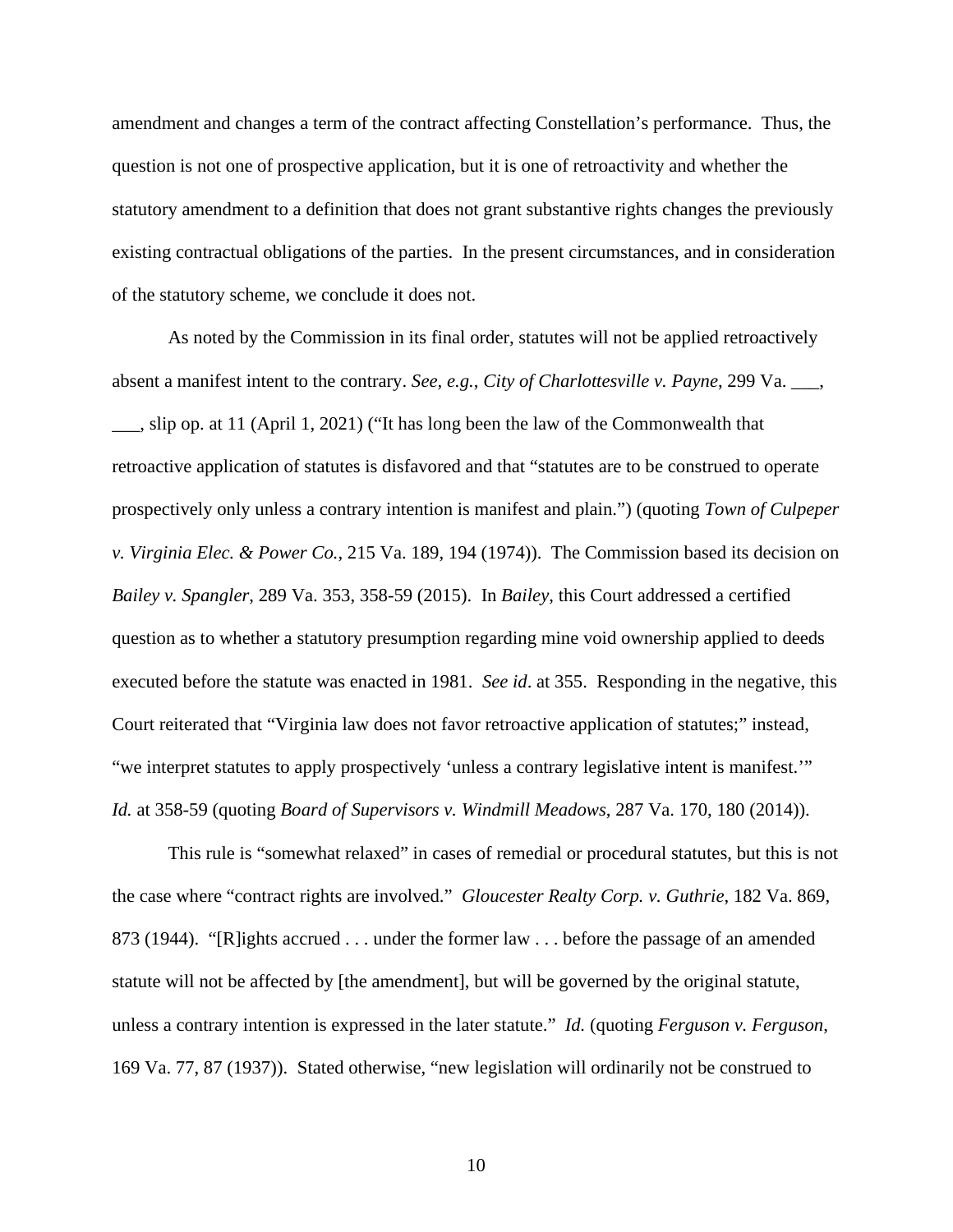amendment and changes a term of the contract affecting Constellation's performance. Thus, the question is not one of prospective application, but it is one of retroactivity and whether the statutory amendment to a definition that does not grant substantive rights changes the previously existing contractual obligations of the parties. In the present circumstances, and in consideration of the statutory scheme, we conclude it does not.

As noted by the Commission in its final order, statutes will not be applied retroactively absent a manifest intent to the contrary. *See, e.g.*, *City of Charlottesville v. Payne*, 299 Va. ___, ___, slip op. at 11 (April 1, 2021) ("It has long been the law of the Commonwealth that retroactive application of statutes is disfavored and that "statutes are to be construed to operate prospectively only unless a contrary intention is manifest and plain.") (quoting *Town of Culpeper v. Virginia Elec. & Power Co.*, 215 Va. 189, 194 (1974)). The Commission based its decision on *Bailey v. Spangler*, 289 Va. 353, 358-59 (2015). In *Bailey*, this Court addressed a certified question as to whether a statutory presumption regarding mine void ownership applied to deeds executed before the statute was enacted in 1981. *See id*. at 355. Responding in the negative, this Court reiterated that "Virginia law does not favor retroactive application of statutes;" instead, "we interpret statutes to apply prospectively 'unless a contrary legislative intent is manifest.'" *Id.* at 358-59 (quoting *Board of Supervisors v. Windmill Meadows*, 287 Va. 170, 180 (2014)).

This rule is "somewhat relaxed" in cases of remedial or procedural statutes, but this is not the case where "contract rights are involved." *Gloucester Realty Corp. v. Guthrie*, 182 Va. 869, 873 (1944). "[R]ights accrued . . . under the former law . . . before the passage of an amended statute will not be affected by [the amendment], but will be governed by the original statute, unless a contrary intention is expressed in the later statute." *Id.* (quoting *Ferguson v. Ferguson*, 169 Va. 77, 87 (1937)). Stated otherwise, "new legislation will ordinarily not be construed to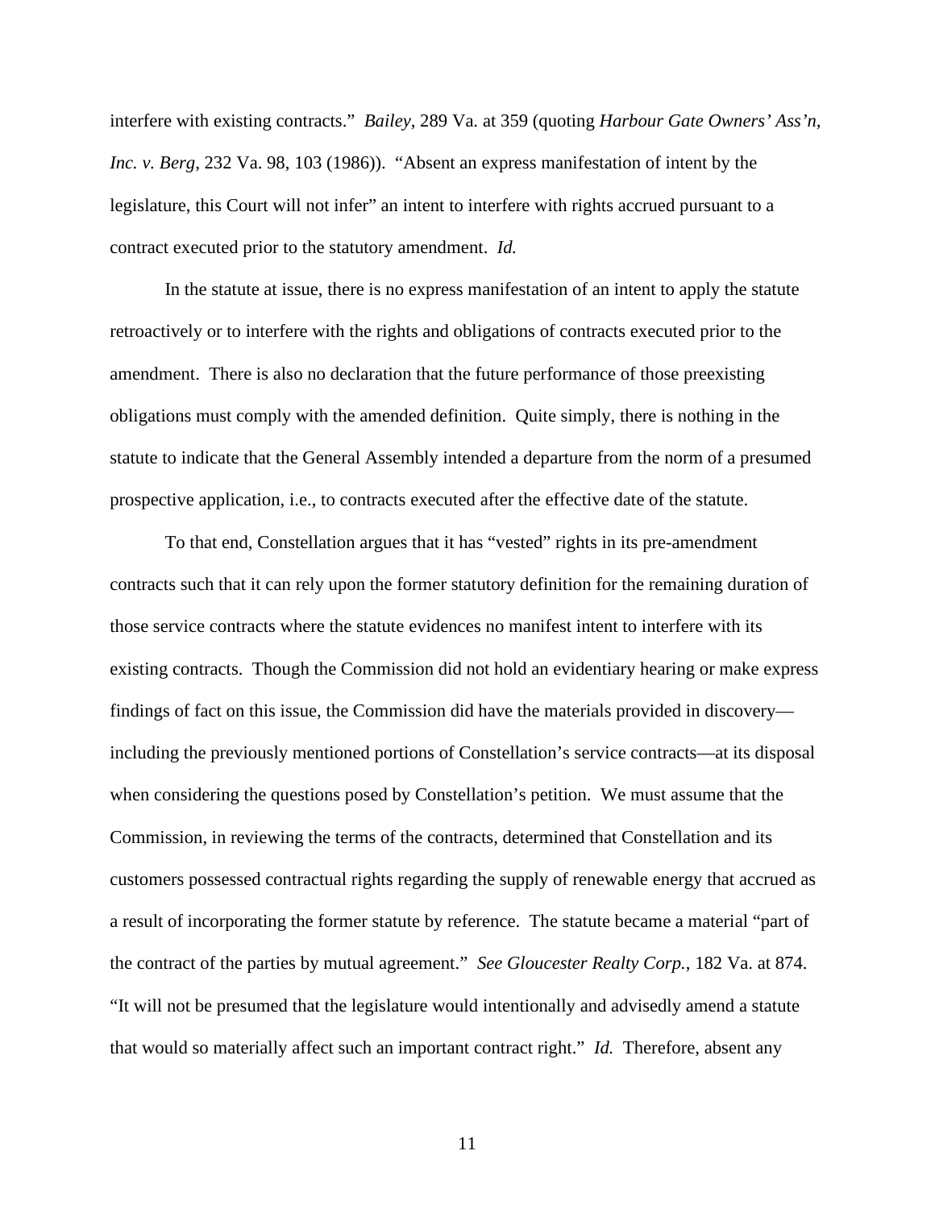interfere with existing contracts." *Bailey*, 289 Va. at 359 (quoting *Harbour Gate Owners' Ass'n, Inc. v. Berg*, 232 Va. 98, 103 (1986)). "Absent an express manifestation of intent by the legislature, this Court will not infer" an intent to interfere with rights accrued pursuant to a contract executed prior to the statutory amendment. *Id.*

In the statute at issue, there is no express manifestation of an intent to apply the statute retroactively or to interfere with the rights and obligations of contracts executed prior to the amendment. There is also no declaration that the future performance of those preexisting obligations must comply with the amended definition. Quite simply, there is nothing in the statute to indicate that the General Assembly intended a departure from the norm of a presumed prospective application, i.e., to contracts executed after the effective date of the statute.

To that end, Constellation argues that it has "vested" rights in its pre-amendment contracts such that it can rely upon the former statutory definition for the remaining duration of those service contracts where the statute evidences no manifest intent to interfere with its existing contracts. Though the Commission did not hold an evidentiary hearing or make express findings of fact on this issue, the Commission did have the materials provided in discovery—including the previously mentioned portions of Constellation's service contracts—at its disposal when considering the questions posed by Constellation's petition. We must assume that the Commission, in reviewing the terms of the contracts, determined that Constellation and its customers possessed contractual rights regarding the supply of renewable energy that accrued as a result of incorporating the former statute by reference. The statute became a material "part of the contract of the parties by mutual agreement." *See Gloucester Realty Corp.*, 182 Va. at 874. "It will not be presumed that the legislature would intentionally and advisedly amend a statute that would so materially affect such an important contract right." *Id.* Therefore, absent any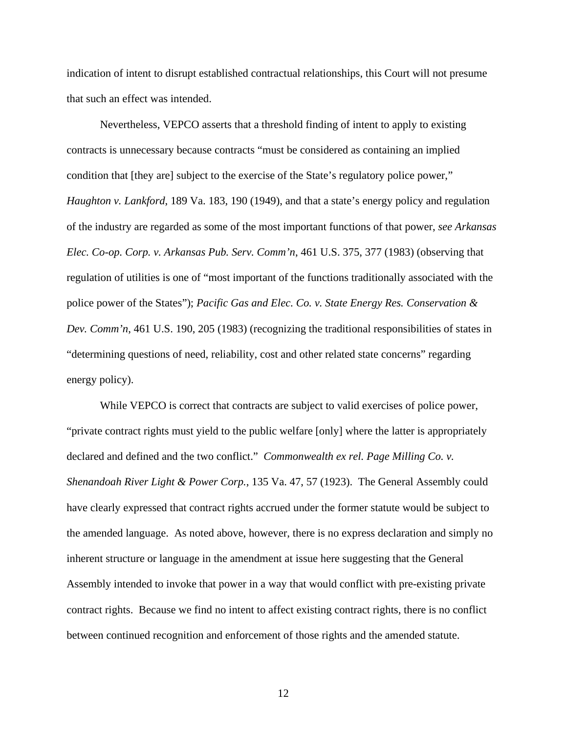indication of intent to disrupt established contractual relationships, this Court will not presume that such an effect was intended.

Nevertheless, VEPCO asserts that a threshold finding of intent to apply to existing contracts is unnecessary because contracts "must be considered as containing an implied condition that [they are] subject to the exercise of the State's regulatory police power," *Haughton v. Lankford*, 189 Va. 183, 190 (1949), and that a state's energy policy and regulation of the industry are regarded as some of the most important functions of that power, *see Arkansas Elec. Co-op. Corp. v. Arkansas Pub. Serv. Comm'n*, 461 U.S. 375, 377 (1983) (observing that regulation of utilities is one of "most important of the functions traditionally associated with the police power of the States"); *Pacific Gas and Elec. Co. v. State Energy Res. Conservation & Dev. Comm'n*, 461 U.S. 190, 205 (1983) (recognizing the traditional responsibilities of states in "determining questions of need, reliability, cost and other related state concerns" regarding energy policy).

While VEPCO is correct that contracts are subject to valid exercises of police power, "private contract rights must yield to the public welfare [only] where the latter is appropriately declared and defined and the two conflict." *Commonwealth ex rel. Page Milling Co. v. Shenandoah River Light & Power Corp.*, 135 Va. 47, 57 (1923). The General Assembly could have clearly expressed that contract rights accrued under the former statute would be subject to the amended language. As noted above, however, there is no express declaration and simply no inherent structure or language in the amendment at issue here suggesting that the General Assembly intended to invoke that power in a way that would conflict with pre-existing private contract rights. Because we find no intent to affect existing contract rights, there is no conflict between continued recognition and enforcement of those rights and the amended statute.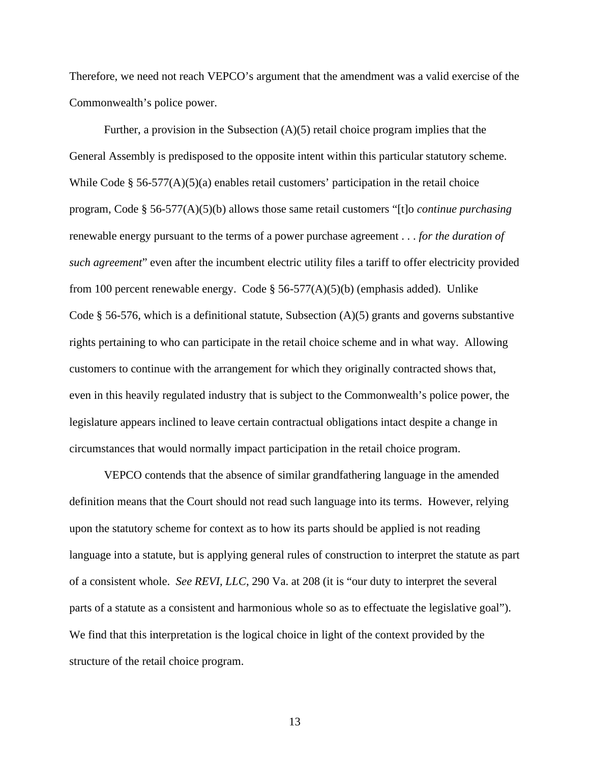Therefore, we need not reach VEPCO's argument that the amendment was a valid exercise of the Commonwealth's police power.

Further, a provision in the Subsection (A)(5) retail choice program implies that the General Assembly is predisposed to the opposite intent within this particular statutory scheme. While Code § 56-577(A)(5)(a) enables retail customers' participation in the retail choice program, Code § 56-577(A)(5)(b) allows those same retail customers "[t]o *continue purchasing* renewable energy pursuant to the terms of a power purchase agreement . . . *for the duration of such agreement*" even after the incumbent electric utility files a tariff to offer electricity provided from 100 percent renewable energy. Code § 56-577(A)(5)(b) (emphasis added). Unlike Code § 56-576, which is a definitional statute, Subsection (A)(5) grants and governs substantive rights pertaining to who can participate in the retail choice scheme and in what way. Allowing customers to continue with the arrangement for which they originally contracted shows that, even in this heavily regulated industry that is subject to the Commonwealth's police power, the legislature appears inclined to leave certain contractual obligations intact despite a change in circumstances that would normally impact participation in the retail choice program.

VEPCO contends that the absence of similar grandfathering language in the amended definition means that the Court should not read such language into its terms. However, relying upon the statutory scheme for context as to how its parts should be applied is not reading language into a statute, but is applying general rules of construction to interpret the statute as part of a consistent whole. *See REVI, LLC*, 290 Va. at 208 (it is "our duty to interpret the several parts of a statute as a consistent and harmonious whole so as to effectuate the legislative goal"). We find that this interpretation is the logical choice in light of the context provided by the structure of the retail choice program.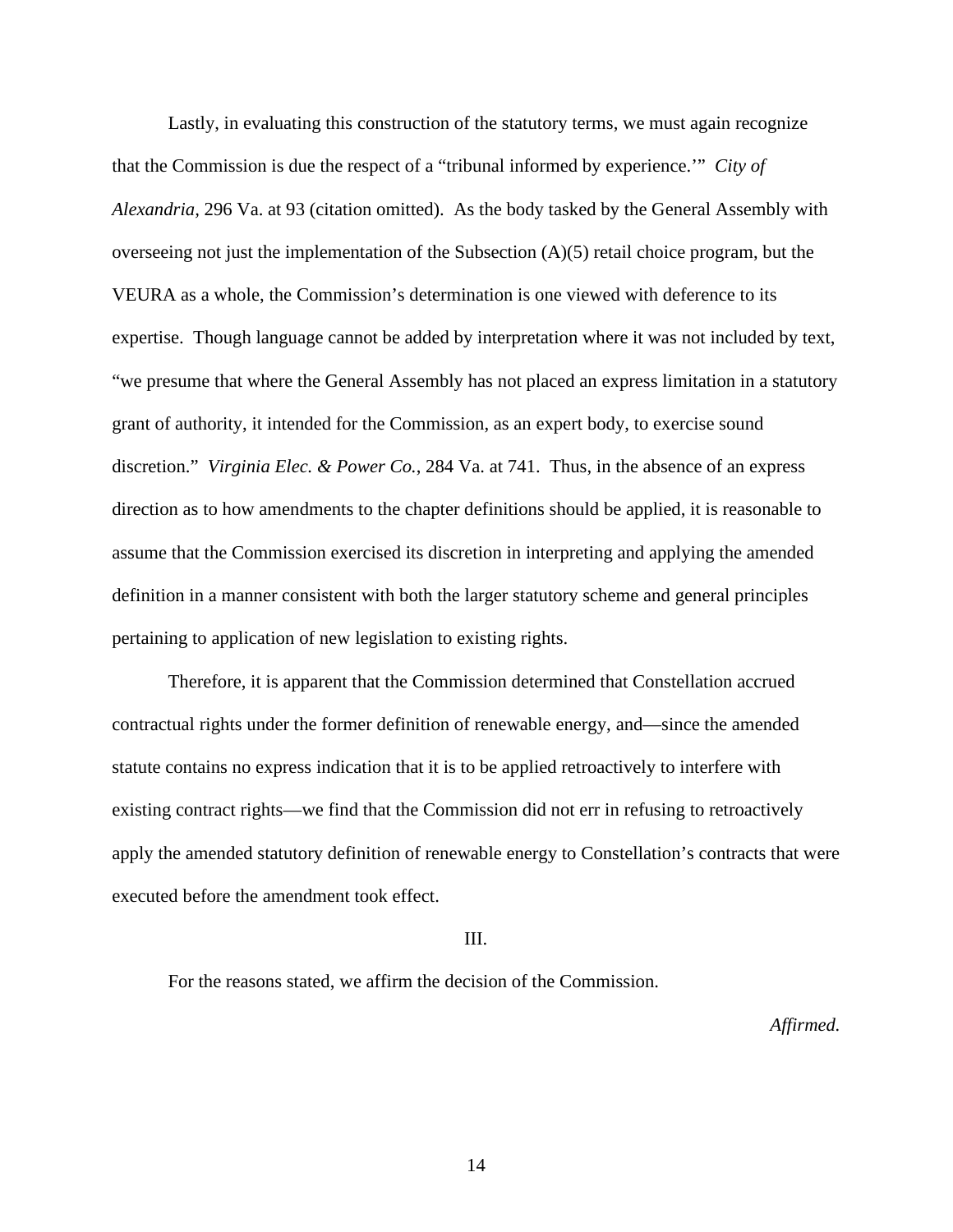Lastly, in evaluating this construction of the statutory terms, we must again recognize that the Commission is due the respect of a "tribunal informed by experience.'" *City of Alexandria*, 296 Va. at 93 (citation omitted). As the body tasked by the General Assembly with overseeing not just the implementation of the Subsection (A)(5) retail choice program, but the VEURA as a whole, the Commission's determination is one viewed with deference to its expertise. Though language cannot be added by interpretation where it was not included by text, "we presume that where the General Assembly has not placed an express limitation in a statutory grant of authority, it intended for the Commission, as an expert body, to exercise sound discretion." *Virginia Elec. & Power Co.*, 284 Va. at 741. Thus, in the absence of an express direction as to how amendments to the chapter definitions should be applied, it is reasonable to assume that the Commission exercised its discretion in interpreting and applying the amended definition in a manner consistent with both the larger statutory scheme and general principles pertaining to application of new legislation to existing rights.

Therefore, it is apparent that the Commission determined that Constellation accrued contractual rights under the former definition of renewable energy, and—since the amended statute contains no express indication that it is to be applied retroactively to interfere with existing contract rights—we find that the Commission did not err in refusing to retroactively apply the amended statutory definition of renewable energy to Constellation's contracts that were executed before the amendment took effect.

III.

For the reasons stated, we affirm the decision of the Commission.

*Affirmed.*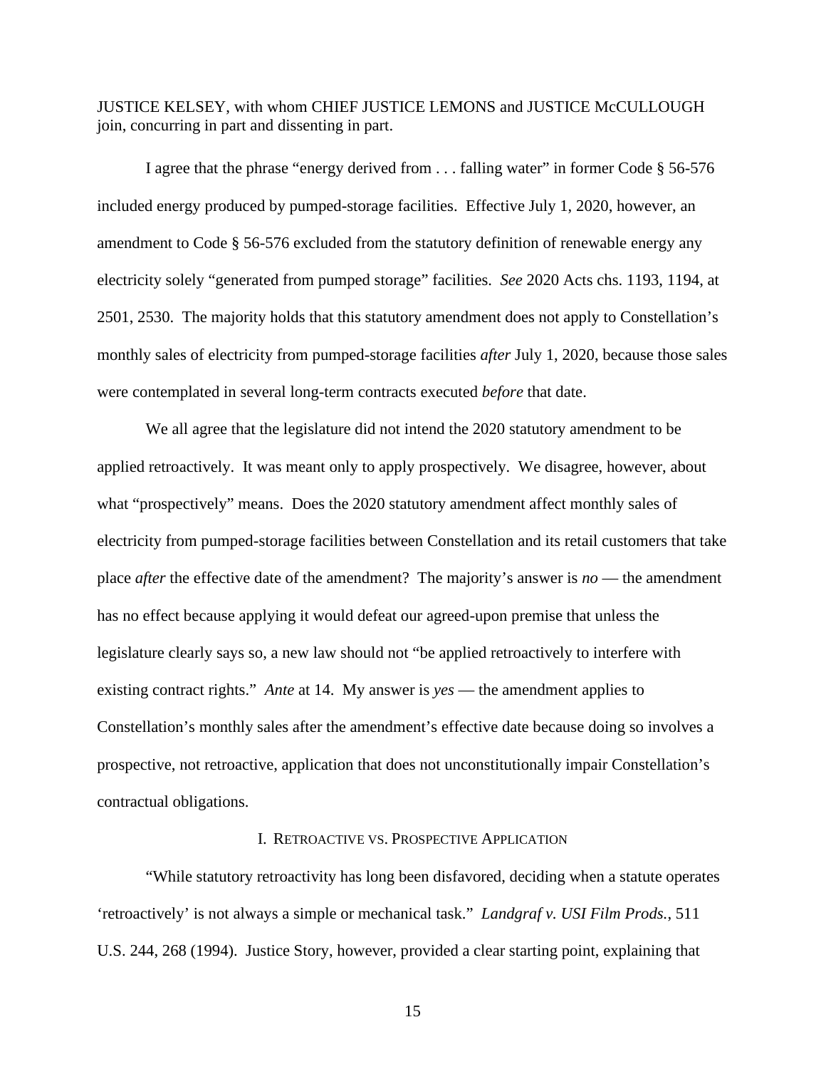JUSTICE KELSEY, with whom CHIEF JUSTICE LEMONS and JUSTICE McCULLOUGH join, concurring in part and dissenting in part.

I agree that the phrase "energy derived from . . . falling water" in former Code § 56-576 included energy produced by pumped-storage facilities. Effective July 1, 2020, however, an amendment to Code § 56-576 excluded from the statutory definition of renewable energy any electricity solely "generated from pumped storage" facilities. *See* 2020 Acts chs. 1193, 1194, at 2501, 2530. The majority holds that this statutory amendment does not apply to Constellation's monthly sales of electricity from pumped-storage facilities *after* July 1, 2020, because those sales were contemplated in several long-term contracts executed *before* that date.

We all agree that the legislature did not intend the 2020 statutory amendment to be applied retroactively. It was meant only to apply prospectively. We disagree, however, about what "prospectively" means. Does the 2020 statutory amendment affect monthly sales of electricity from pumped-storage facilities between Constellation and its retail customers that take place *after* the effective date of the amendment? The majority's answer is *no* — the amendment has no effect because applying it would defeat our agreed-upon premise that unless the legislature clearly says so, a new law should not "be applied retroactively to interfere with existing contract rights." *Ante* at 14. My answer is *yes* — the amendment applies to Constellation's monthly sales after the amendment's effective date because doing so involves a prospective, not retroactive, application that does not unconstitutionally impair Constellation's contractual obligations.

## I. RETROACTIVE VS. PROSPECTIVE APPLICATION

"While statutory retroactivity has long been disfavored, deciding when a statute operates 'retroactively' is not always a simple or mechanical task." *Landgraf v. USI Film Prods.*, 511 U.S. 244, 268 (1994). Justice Story, however, provided a clear starting point, explaining that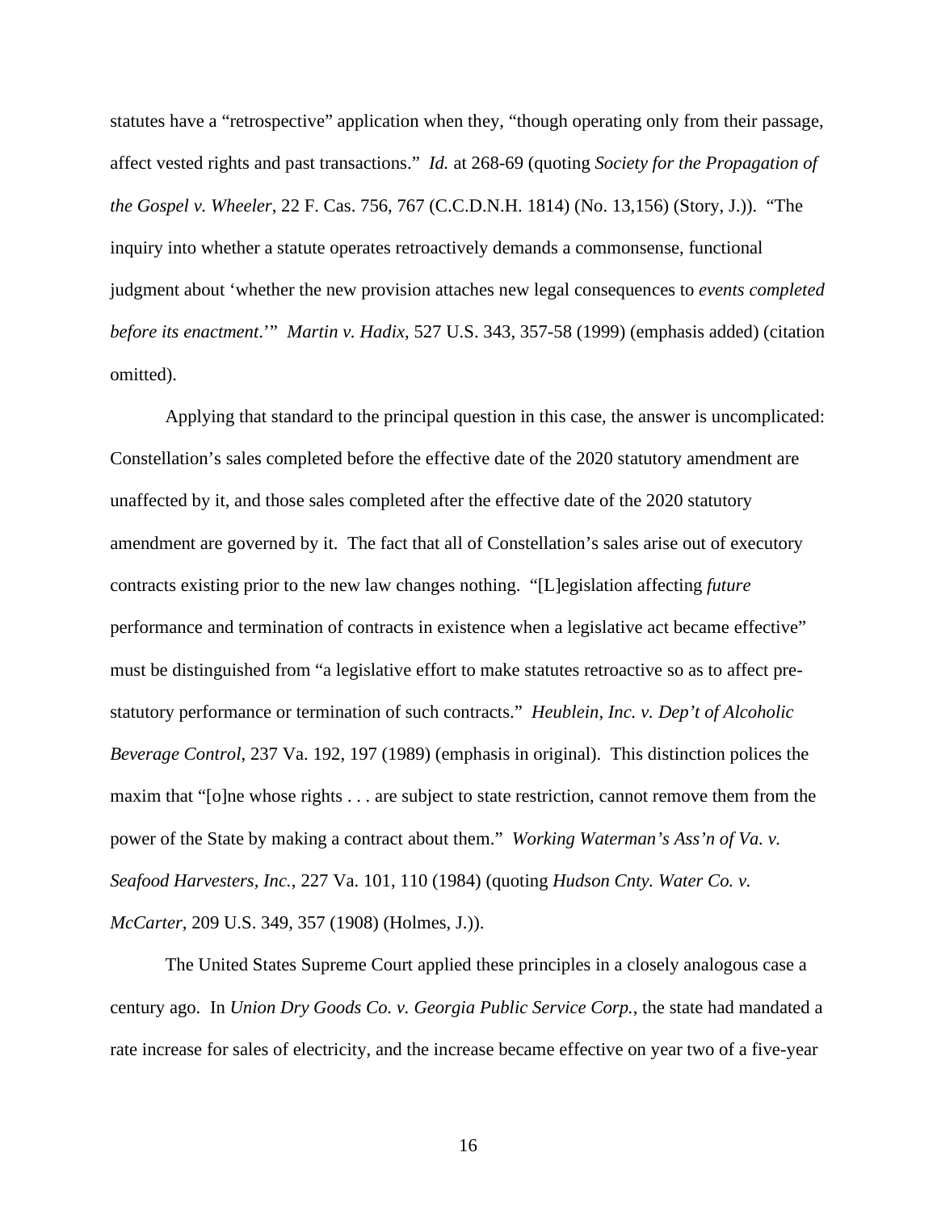statutes have a "retrospective" application when they, "though operating only from their passage, affect vested rights and past transactions." *Id.* at 268-69 (quoting *Society for the Propagation of the Gospel v. Wheeler*, 22 F. Cas. 756, 767 (C.C.D.N.H. 1814) (No. 13,156) (Story, J.)). "The inquiry into whether a statute operates retroactively demands a commonsense, functional judgment about 'whether the new provision attaches new legal consequences to *events completed before its enactment*.'" *Martin v. Hadix*, 527 U.S. 343, 357-58 (1999) (emphasis added) (citation omitted).

Applying that standard to the principal question in this case, the answer is uncomplicated: Constellation's sales completed before the effective date of the 2020 statutory amendment are unaffected by it, and those sales completed after the effective date of the 2020 statutory amendment are governed by it. The fact that all of Constellation's sales arise out of executory contracts existing prior to the new law changes nothing. "[L]egislation affecting *future* performance and termination of contracts in existence when a legislative act became effective" must be distinguished from "a legislative effort to make statutes retroactive so as to affect pre-statutory performance or termination of such contracts." *Heublein, Inc. v. Dep't of Alcoholic Beverage Control*, 237 Va. 192, 197 (1989) (emphasis in original). This distinction polices the maxim that "[o]ne whose rights . . . are subject to state restriction, cannot remove them from the power of the State by making a contract about them." *Working Waterman's Ass'n of Va. v. Seafood Harvesters, Inc.*, 227 Va. 101, 110 (1984) (quoting *Hudson Cnty. Water Co. v. McCarter*, 209 U.S. 349, 357 (1908) (Holmes, J.)).

The United States Supreme Court applied these principles in a closely analogous case a century ago. In *Union Dry Goods Co. v. Georgia Public Service Corp.*, the state had mandated a rate increase for sales of electricity, and the increase became effective on year two of a five-year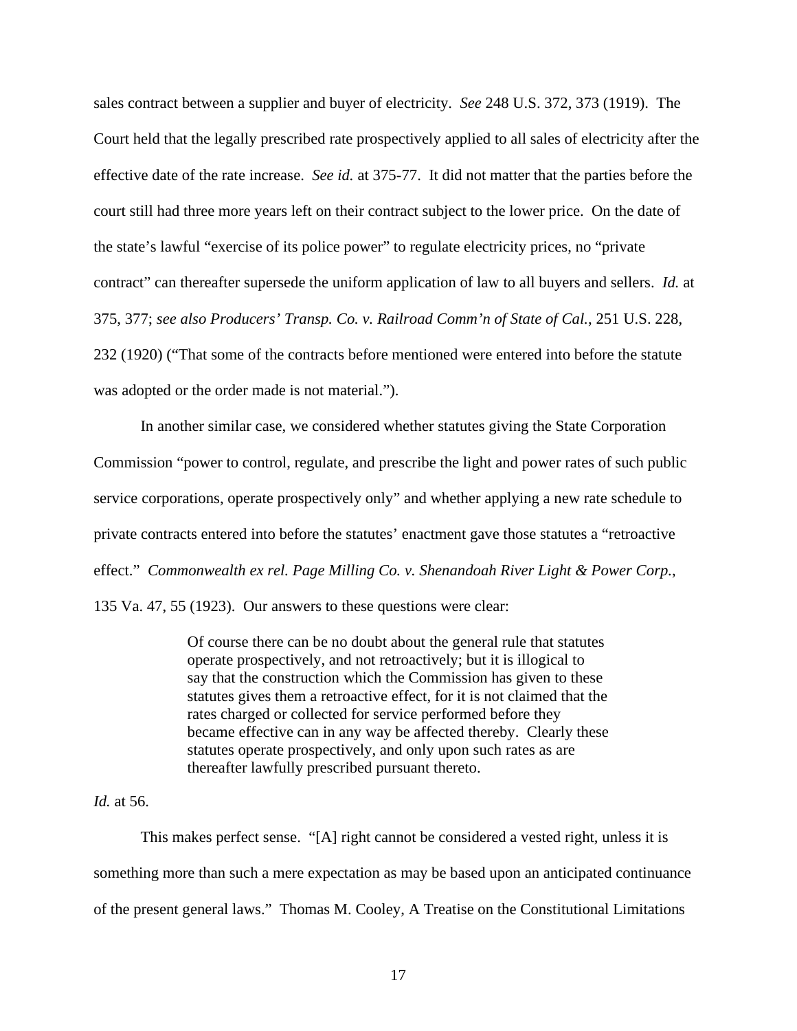sales contract between a supplier and buyer of electricity. *See* 248 U.S. 372, 373 (1919). The Court held that the legally prescribed rate prospectively applied to all sales of electricity after the effective date of the rate increase. *See id.* at 375-77. It did not matter that the parties before the court still had three more years left on their contract subject to the lower price. On the date of the state's lawful "exercise of its police power" to regulate electricity prices, no "private contract" can thereafter supersede the uniform application of law to all buyers and sellers. *Id.* at 375, 377; *see also Producers' Transp. Co. v. Railroad Comm'n of State of Cal.*, 251 U.S. 228, 232 (1920) ("That some of the contracts before mentioned were entered into before the statute was adopted or the order made is not material.").

In another similar case, we considered whether statutes giving the State Corporation Commission "power to control, regulate, and prescribe the light and power rates of such public service corporations, operate prospectively only" and whether applying a new rate schedule to private contracts entered into before the statutes' enactment gave those statutes a "retroactive effect." *Commonwealth ex rel. Page Milling Co. v. Shenandoah River Light & Power Corp.*, 135 Va. 47, 55 (1923). Our answers to these questions were clear:

> Of course there can be no doubt about the general rule that statutes operate prospectively, and not retroactively; but it is illogical to say that the construction which the Commission has given to these statutes gives them a retroactive effect, for it is not claimed that the rates charged or collected for service performed before they became effective can in any way be affected thereby. Clearly these statutes operate prospectively, and only upon such rates as are thereafter lawfully prescribed pursuant thereto.

*Id.* at 56.

This makes perfect sense. "[A] right cannot be considered a vested right, unless it is something more than such a mere expectation as may be based upon an anticipated continuance of the present general laws." Thomas M. Cooley, A Treatise on the Constitutional Limitations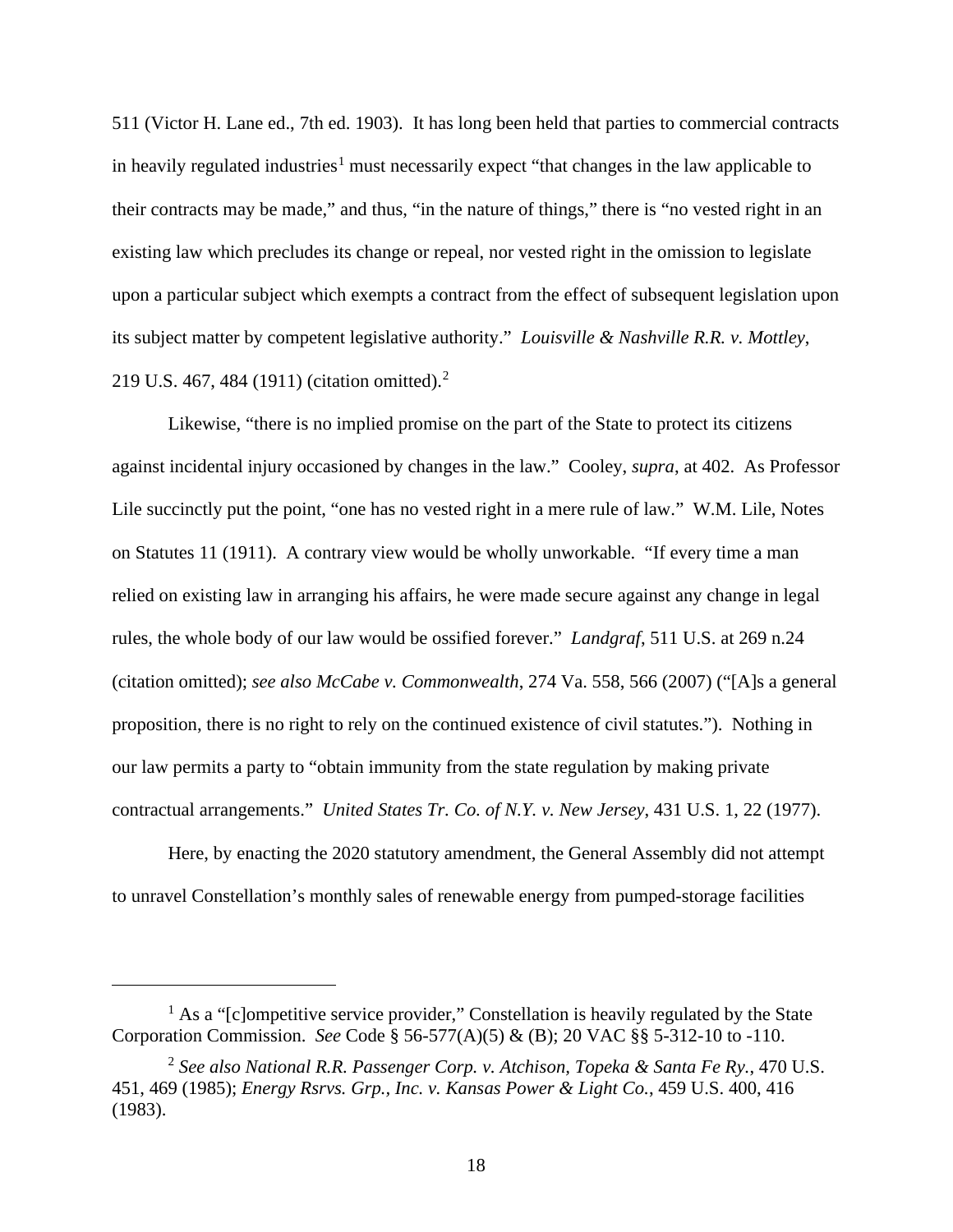511 (Victor H. Lane ed., 7th ed. 1903). It has long been held that parties to commercial contracts in heavily regulated industries[1] must necessarily expect "that changes in the law applicable to their contracts may be made," and thus, "in the nature of things," there is "no vested right in an existing law which precludes its change or repeal, nor vested right in the omission to legislate upon a particular subject which exempts a contract from the effect of subsequent legislation upon its subject matter by competent legislative authority." *Louisville & Nashville R.R. v. Mottley*, 219 U.S. 467, 484 (1911) (citation omitted).[2]

Likewise, "there is no implied promise on the part of the State to protect its citizens against incidental injury occasioned by changes in the law." Cooley, *supra*, at 402. As Professor Lile succinctly put the point, "one has no vested right in a mere rule of law." W.M. Lile, Notes on Statutes 11 (1911). A contrary view would be wholly unworkable. "If every time a man relied on existing law in arranging his affairs, he were made secure against any change in legal rules, the whole body of our law would be ossified forever." *Landgraf*, 511 U.S. at 269 n.24 (citation omitted); *see also McCabe v. Commonwealth*, 274 Va. 558, 566 (2007) ("[A]s a general proposition, there is no right to rely on the continued existence of civil statutes."). Nothing in our law permits a party to "obtain immunity from the state regulation by making private contractual arrangements." *United States Tr. Co. of N.Y. v. New Jersey*, 431 U.S. 1, 22 (1977).

Here, by enacting the 2020 statutory amendment, the General Assembly did not attempt to unravel Constellation's monthly sales of renewable energy from pumped-storage facilities

---

[1] As a "[c]ompetitive service provider," Constellation is heavily regulated by the State Corporation Commission. *See* Code § 56-577(A)(5) & (B); 20 VAC §§ 5-312-10 to -110.

[2] *See also National R.R. Passenger Corp. v. Atchison, Topeka & Santa Fe Ry.*, 470 U.S. 451, 469 (1985); *Energy Rsrvs. Grp., Inc. v. Kansas Power & Light Co.*, 459 U.S. 400, 416 (1983).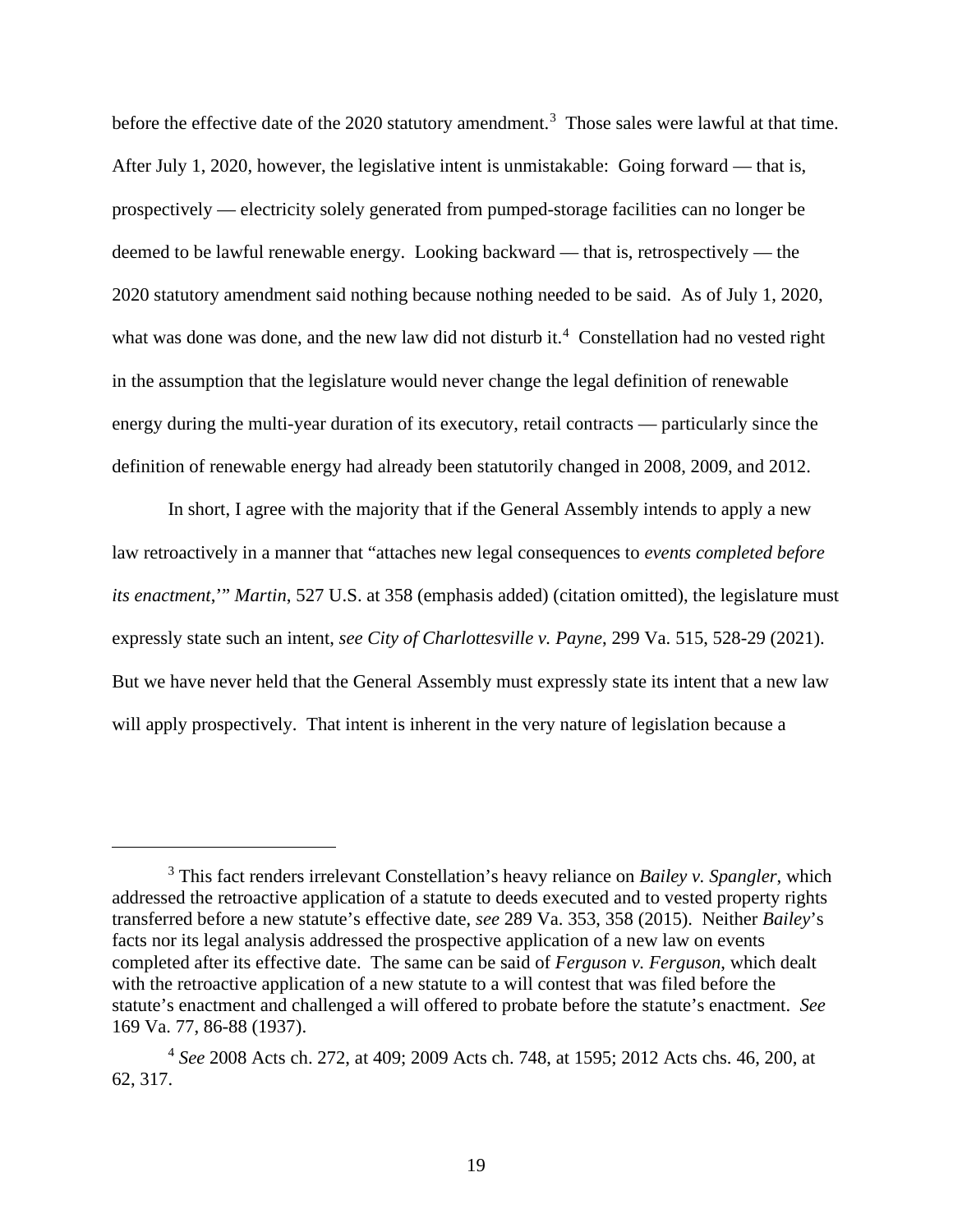before the effective date of the 2020 statutory amendment.[3] Those sales were lawful at that time. After July 1, 2020, however, the legislative intent is unmistakable: Going forward — that is, prospectively — electricity solely generated from pumped-storage facilities can no longer be deemed to be lawful renewable energy. Looking backward — that is, retrospectively — the 2020 statutory amendment said nothing because nothing needed to be said. As of July 1, 2020, what was done was done, and the new law did not disturb it.[4] Constellation had no vested right in the assumption that the legislature would never change the legal definition of renewable energy during the multi-year duration of its executory, retail contracts — particularly since the definition of renewable energy had already been statutorily changed in 2008, 2009, and 2012.

In short, I agree with the majority that if the General Assembly intends to apply a new law retroactively in a manner that "attaches new legal consequences to *events completed before its enactment*,'" *Martin*, 527 U.S. at 358 (emphasis added) (citation omitted), the legislature must expressly state such an intent, *see City of Charlottesville v. Payne*, 299 Va. 515, 528-29 (2021). But we have never held that the General Assembly must expressly state its intent that a new law will apply prospectively. That intent is inherent in the very nature of legislation because a

---

[3] This fact renders irrelevant Constellation's heavy reliance on *Bailey v. Spangler*, which addressed the retroactive application of a statute to deeds executed and to vested property rights transferred before a new statute's effective date, *see* 289 Va. 353, 358 (2015). Neither *Bailey*'s facts nor its legal analysis addressed the prospective application of a new law on events completed after its effective date. The same can be said of *Ferguson v. Ferguson*, which dealt with the retroactive application of a new statute to a will contest that was filed before the statute's enactment and challenged a will offered to probate before the statute's enactment. *See* 169 Va. 77, 86-88 (1937).

[4] *See* 2008 Acts ch. 272, at 409; 2009 Acts ch. 748, at 1595; 2012 Acts chs. 46, 200, at 62, 317.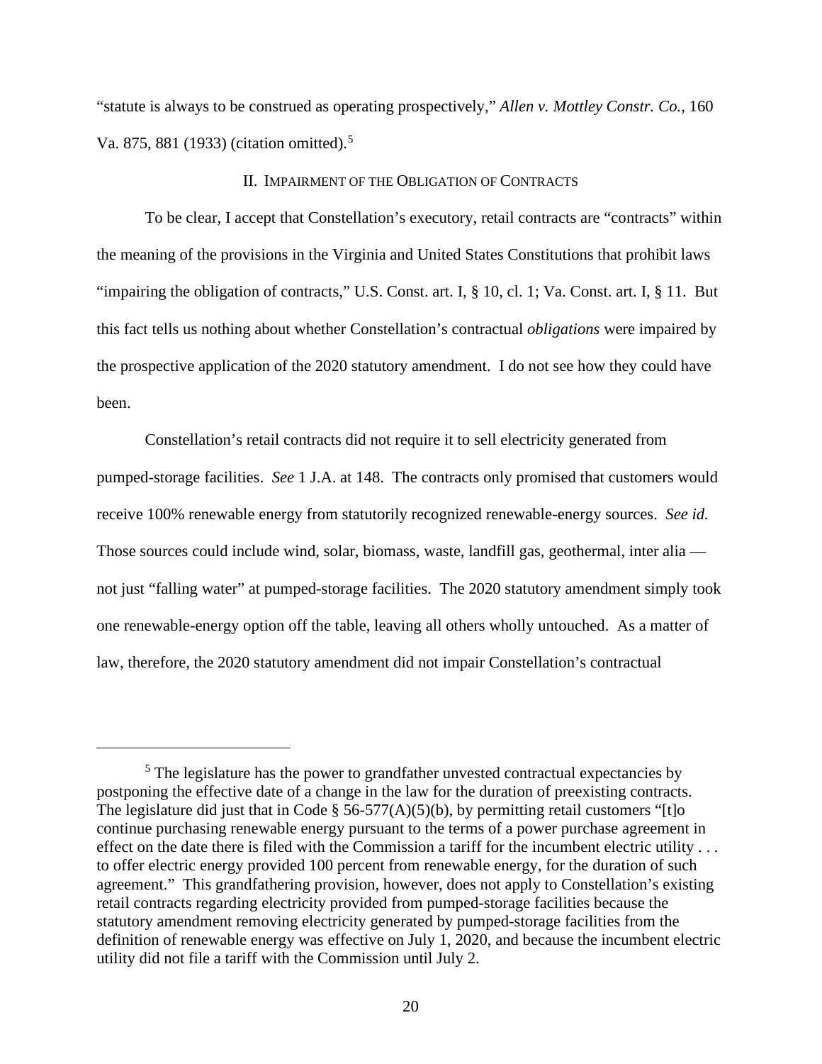"statute is always to be construed as operating prospectively," *Allen v. Mottley Constr. Co.*, 160 Va. 875, 881 (1933) (citation omitted).[5]

## II. IMPAIRMENT OF THE OBLIGATION OF CONTRACTS

To be clear, I accept that Constellation's executory, retail contracts are "contracts" within the meaning of the provisions in the Virginia and United States Constitutions that prohibit laws "impairing the obligation of contracts," U.S. Const. art. I, § 10, cl. 1; Va. Const. art. I, § 11. But this fact tells us nothing about whether Constellation's contractual *obligations* were impaired by the prospective application of the 2020 statutory amendment. I do not see how they could have been.

Constellation's retail contracts did not require it to sell electricity generated from pumped-storage facilities. *See* 1 J.A. at 148. The contracts only promised that customers would receive 100% renewable energy from statutorily recognized renewable-energy sources. *See id.* Those sources could include wind, solar, biomass, waste, landfill gas, geothermal, inter alia — not just "falling water" at pumped-storage facilities. The 2020 statutory amendment simply took one renewable-energy option off the table, leaving all others wholly untouched. As a matter of law, therefore, the 2020 statutory amendment did not impair Constellation's contractual

---

[5] The legislature has the power to grandfather unvested contractual expectancies by postponing the effective date of a change in the law for the duration of preexisting contracts. The legislature did just that in Code § 56-577(A)(5)(b), by permitting retail customers "[t]o continue purchasing renewable energy pursuant to the terms of a power purchase agreement in effect on the date there is filed with the Commission a tariff for the incumbent electric utility . . . to offer electric energy provided 100 percent from renewable energy, for the duration of such agreement." This grandfathering provision, however, does not apply to Constellation's existing retail contracts regarding electricity provided from pumped-storage facilities because the statutory amendment removing electricity generated by pumped-storage facilities from the definition of renewable energy was effective on July 1, 2020, and because the incumbent electric utility did not file a tariff with the Commission until July 2.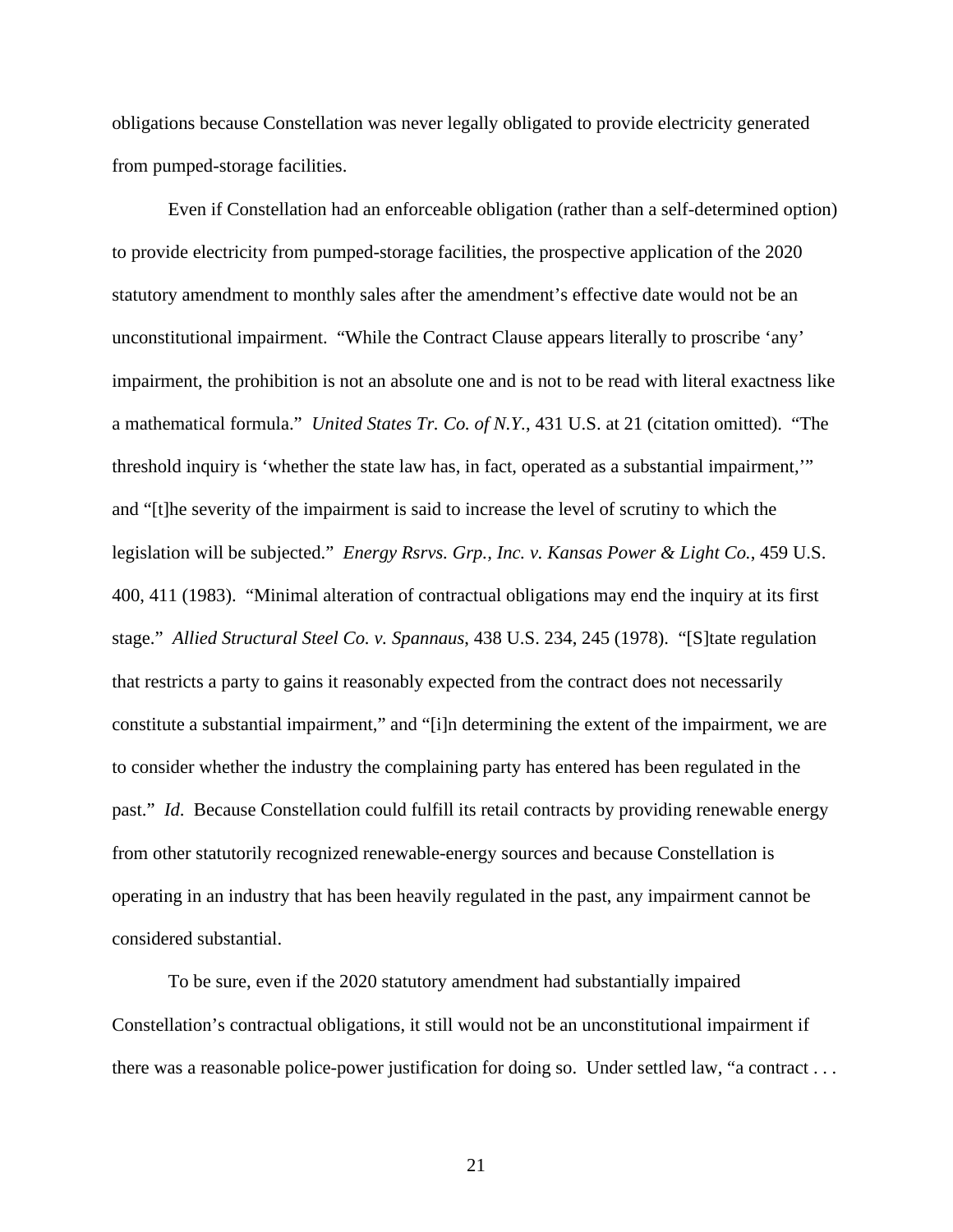obligations because Constellation was never legally obligated to provide electricity generated from pumped-storage facilities.

Even if Constellation had an enforceable obligation (rather than a self-determined option) to provide electricity from pumped-storage facilities, the prospective application of the 2020 statutory amendment to monthly sales after the amendment's effective date would not be an unconstitutional impairment. "While the Contract Clause appears literally to proscribe 'any' impairment, the prohibition is not an absolute one and is not to be read with literal exactness like a mathematical formula." *United States Tr. Co. of N.Y.*, 431 U.S. at 21 (citation omitted). "The threshold inquiry is 'whether the state law has, in fact, operated as a substantial impairment,'" and "[t]he severity of the impairment is said to increase the level of scrutiny to which the legislation will be subjected." *Energy Rsrvs. Grp., Inc. v. Kansas Power & Light Co.*, 459 U.S. 400, 411 (1983). "Minimal alteration of contractual obligations may end the inquiry at its first stage." *Allied Structural Steel Co. v. Spannaus*, 438 U.S. 234, 245 (1978). "[S]tate regulation that restricts a party to gains it reasonably expected from the contract does not necessarily constitute a substantial impairment," and "[i]n determining the extent of the impairment, we are to consider whether the industry the complaining party has entered has been regulated in the past." *Id*. Because Constellation could fulfill its retail contracts by providing renewable energy from other statutorily recognized renewable-energy sources and because Constellation is operating in an industry that has been heavily regulated in the past, any impairment cannot be considered substantial.

To be sure, even if the 2020 statutory amendment had substantially impaired Constellation's contractual obligations, it still would not be an unconstitutional impairment if there was a reasonable police-power justification for doing so. Under settled law, "a contract . . .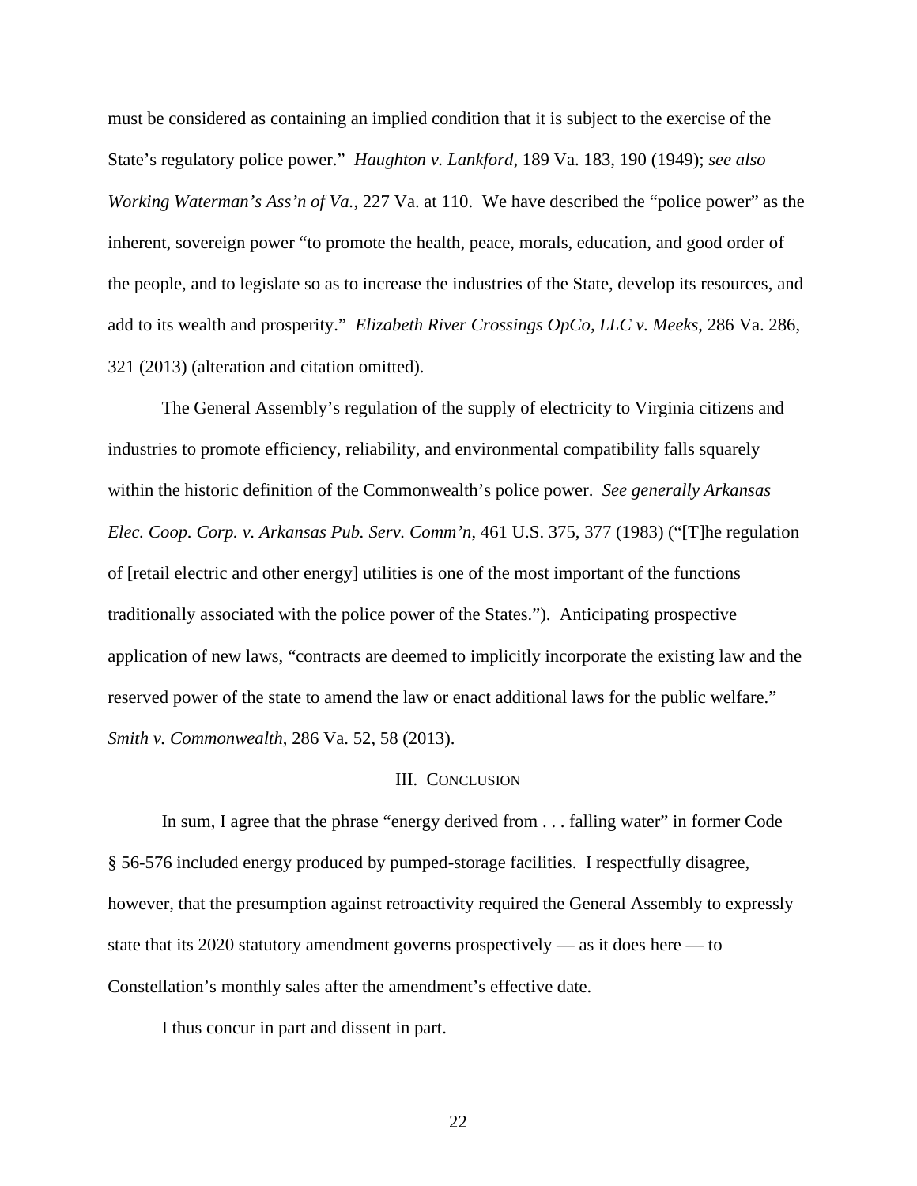must be considered as containing an implied condition that it is subject to the exercise of the State's regulatory police power." *Haughton v. Lankford*, 189 Va. 183, 190 (1949); *see also Working Waterman's Ass'n of Va.*, 227 Va. at 110. We have described the "police power" as the inherent, sovereign power "to promote the health, peace, morals, education, and good order of the people, and to legislate so as to increase the industries of the State, develop its resources, and add to its wealth and prosperity." *Elizabeth River Crossings OpCo, LLC v. Meeks*, 286 Va. 286, 321 (2013) (alteration and citation omitted).

The General Assembly's regulation of the supply of electricity to Virginia citizens and industries to promote efficiency, reliability, and environmental compatibility falls squarely within the historic definition of the Commonwealth's police power. *See generally Arkansas Elec. Coop. Corp. v. Arkansas Pub. Serv. Comm'n*, 461 U.S. 375, 377 (1983) ("[T]he regulation of [retail electric and other energy] utilities is one of the most important of the functions traditionally associated with the police power of the States."). Anticipating prospective application of new laws, "contracts are deemed to implicitly incorporate the existing law and the reserved power of the state to amend the law or enact additional laws for the public welfare." *Smith v. Commonwealth*, 286 Va. 52, 58 (2013).

## III. Conclusion

In sum, I agree that the phrase "energy derived from . . . falling water" in former Code § 56-576 included energy produced by pumped-storage facilities. I respectfully disagree, however, that the presumption against retroactivity required the General Assembly to expressly state that its 2020 statutory amendment governs prospectively — as it does here — to Constellation's monthly sales after the amendment's effective date.

I thus concur in part and dissent in part.